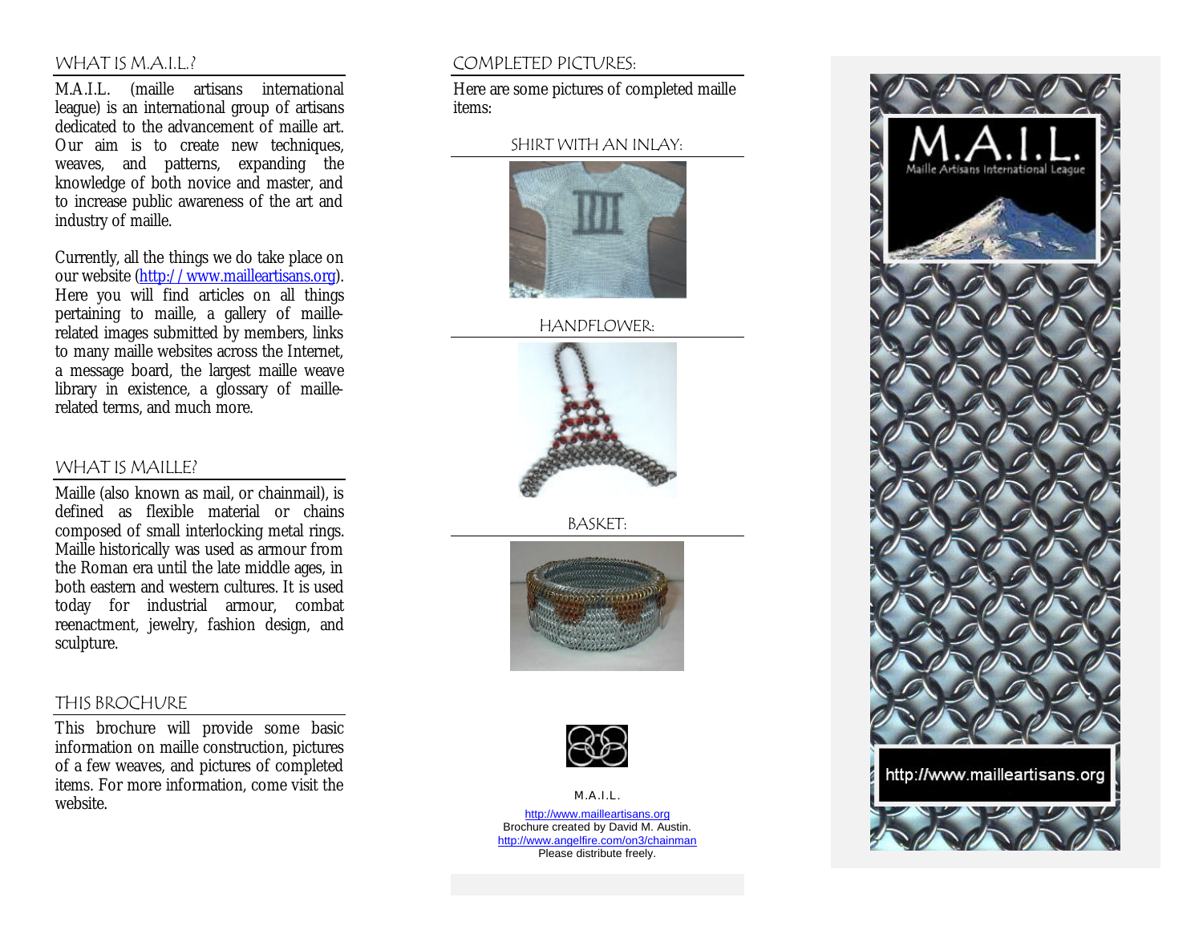## WHAT IS M.A.I.L.?

M.A.I.L. (maille artisans international league) is an international group of artisans dedicated to the advancement of maille art. Our aim is to create new techniques, weaves, and patterns, expanding the knowledge of both novice and master, and to increase public awareness of the art and industry of maille.

Currently, all the things we do take place on our website (http://www.mailleartisans.org). Here you will find articles on all things pertaining to maille, a gallery of maille-related images submitted by members, links to many maille websites across the Internet, a message board, the largest maille weave library in existence, a glossary of maille-related terms, and much more.

## WHAT IS MAILLE?

Maille (also known as mail, or chainmail), is defined as flexible material or chains composed of small interlocking metal rings. Maille historically was used as armour from the Roman era until the late middle ages, in both eastern and western cultures. It is used today for industrial armour, combat reenactment, jewelry, fashion design, and sculpture.

## THIS BROCHURE

This brochure will provide some basic information on maille construction, pictures of a few weaves, and pictures of completed items. For more information, come visit the website.

## COMPLETED PICTURES:

Here are some pictures of completed maille items:

### SHIRT WITH AN INLAY:

### HANDFLOWER:

### BASKET:

M.A.I.L.

http://www.mailleartisans.org
Brochure created by David M. Austin.
http://www.angelfire.com/on3/chainman
Please distribute freely.

M.A.I.L.
Maille Artisans International League

http://www.mailleartisans.org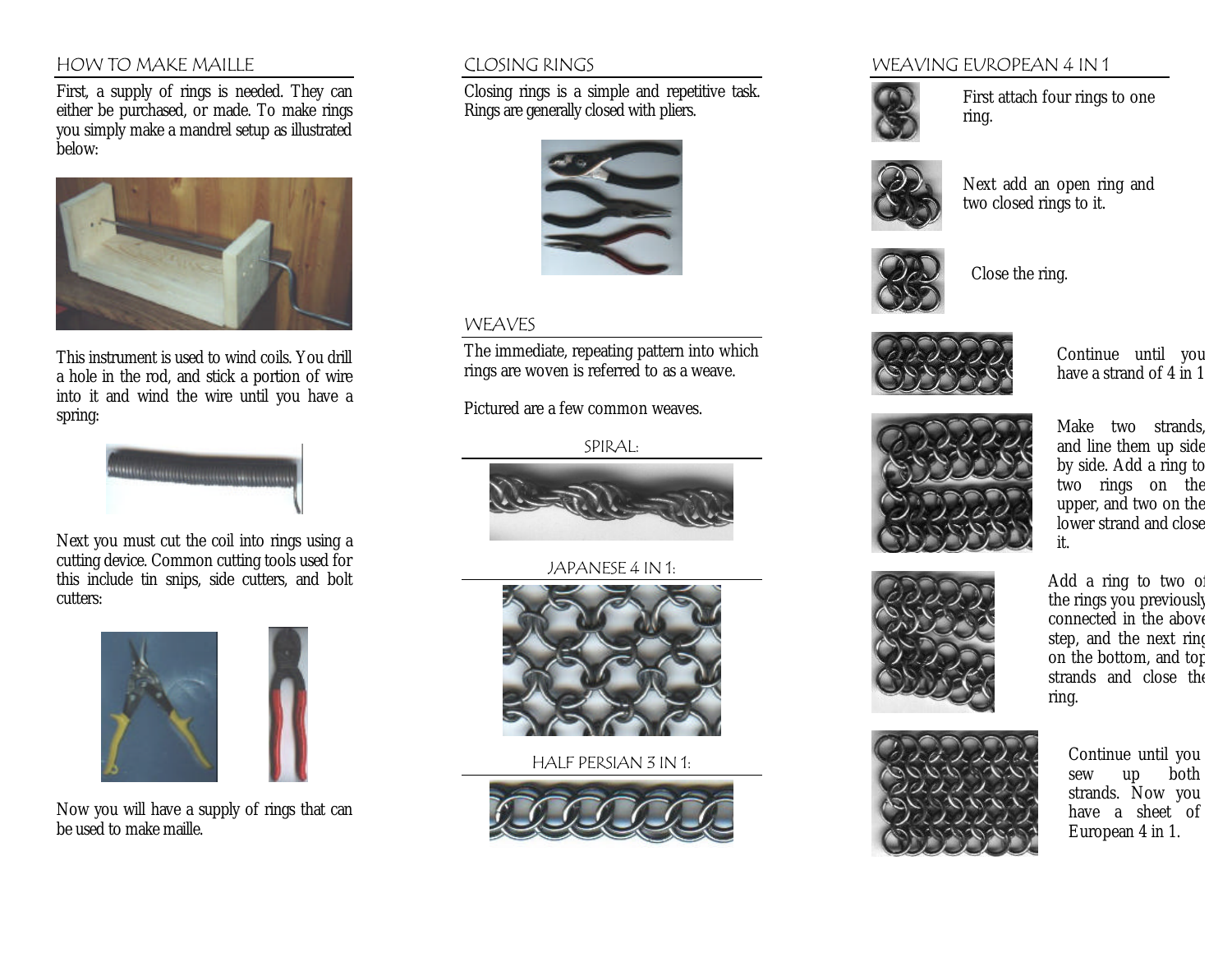## HOW TO MAKE MAILLE

First, a supply of rings is needed. They can either be purchased, or made. To make rings you simply make a mandrel setup as illustrated below:

This instrument is used to wind coils. You drill a hole in the rod, and stick a portion of wire into it and wind the wire until you have a spring:

Next you must cut the coil into rings using a cutting device. Common cutting tools used for this include tin snips, side cutters, and bolt cutters:

Now you will have a supply of rings that can be used to make maille.

## CLOSING RINGS

Closing rings is a simple and repetitive task. Rings are generally closed with pliers.

## WEAVES

The immediate, repeating pattern into which rings are woven is referred to as a weave.

Pictured are a few common weaves.

### SPIRAL:

### JAPANESE 4 IN 1:

### HALF PERSIAN 3 IN 1:

## WEAVING EUROPEAN 4 IN 1

First attach four rings to one ring.

Next add an open ring and two closed rings to it.

Close the ring.

Continue until you have a strand of 4 in 1

Make two strands, and line them up side by side. Add a ring to two rings on the upper, and two on the lower strand and close it.

Add a ring to two of the rings you previously connected in the above step, and the next ring on the bottom, and top strands and close the ring.

Continue until you sew up both strands. Now you have a sheet of European 4 in 1.